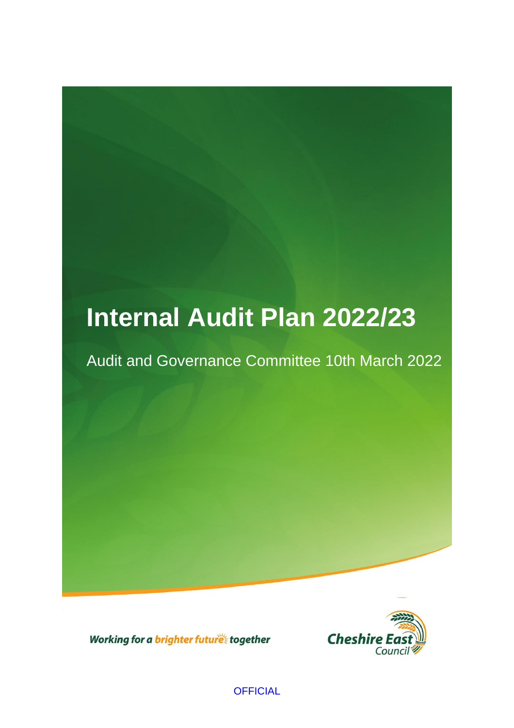# Internal Audit Plan 2022/23

Audit and Governance Committee 10th March 2022

*Working for a brighter future together*

Cheshire East Council

OFFICIAL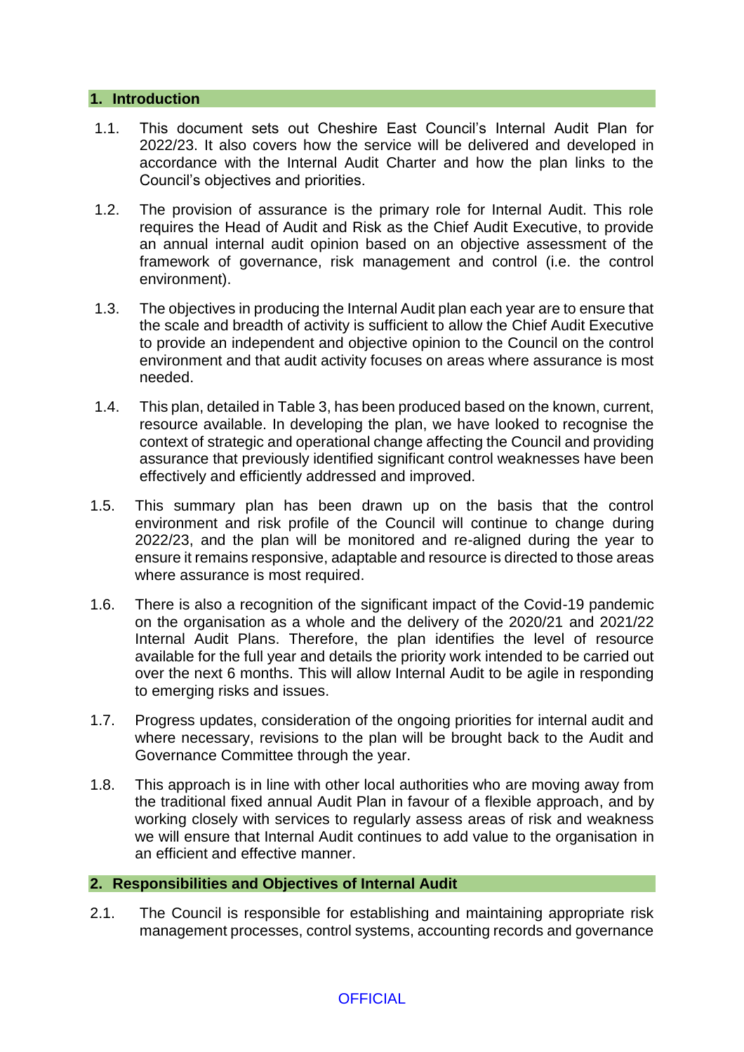## 1. Introduction

1.1. This document sets out Cheshire East Council's Internal Audit Plan for 2022/23. It also covers how the service will be delivered and developed in accordance with the Internal Audit Charter and how the plan links to the Council's objectives and priorities.

1.2. The provision of assurance is the primary role for Internal Audit. This role requires the Head of Audit and Risk as the Chief Audit Executive, to provide an annual internal audit opinion based on an objective assessment of the framework of governance, risk management and control (i.e. the control environment).

1.3. The objectives in producing the Internal Audit plan each year are to ensure that the scale and breadth of activity is sufficient to allow the Chief Audit Executive to provide an independent and objective opinion to the Council on the control environment and that audit activity focuses on areas where assurance is most needed.

1.4. This plan, detailed in Table 3, has been produced based on the known, current, resource available. In developing the plan, we have looked to recognise the context of strategic and operational change affecting the Council and providing assurance that previously identified significant control weaknesses have been effectively and efficiently addressed and improved.

1.5. This summary plan has been drawn up on the basis that the control environment and risk profile of the Council will continue to change during 2022/23, and the plan will be monitored and re-aligned during the year to ensure it remains responsive, adaptable and resource is directed to those areas where assurance is most required.

1.6. There is also a recognition of the significant impact of the Covid-19 pandemic on the organisation as a whole and the delivery of the 2020/21 and 2021/22 Internal Audit Plans. Therefore, the plan identifies the level of resource available for the full year and details the priority work intended to be carried out over the next 6 months. This will allow Internal Audit to be agile in responding to emerging risks and issues.

1.7. Progress updates, consideration of the ongoing priorities for internal audit and where necessary, revisions to the plan will be brought back to the Audit and Governance Committee through the year.

1.8. This approach is in line with other local authorities who are moving away from the traditional fixed annual Audit Plan in favour of a flexible approach, and by working closely with services to regularly assess areas of risk and weakness we will ensure that Internal Audit continues to add value to the organisation in an efficient and effective manner.

## 2. Responsibilities and Objectives of Internal Audit

2.1. The Council is responsible for establishing and maintaining appropriate risk management processes, control systems, accounting records and governance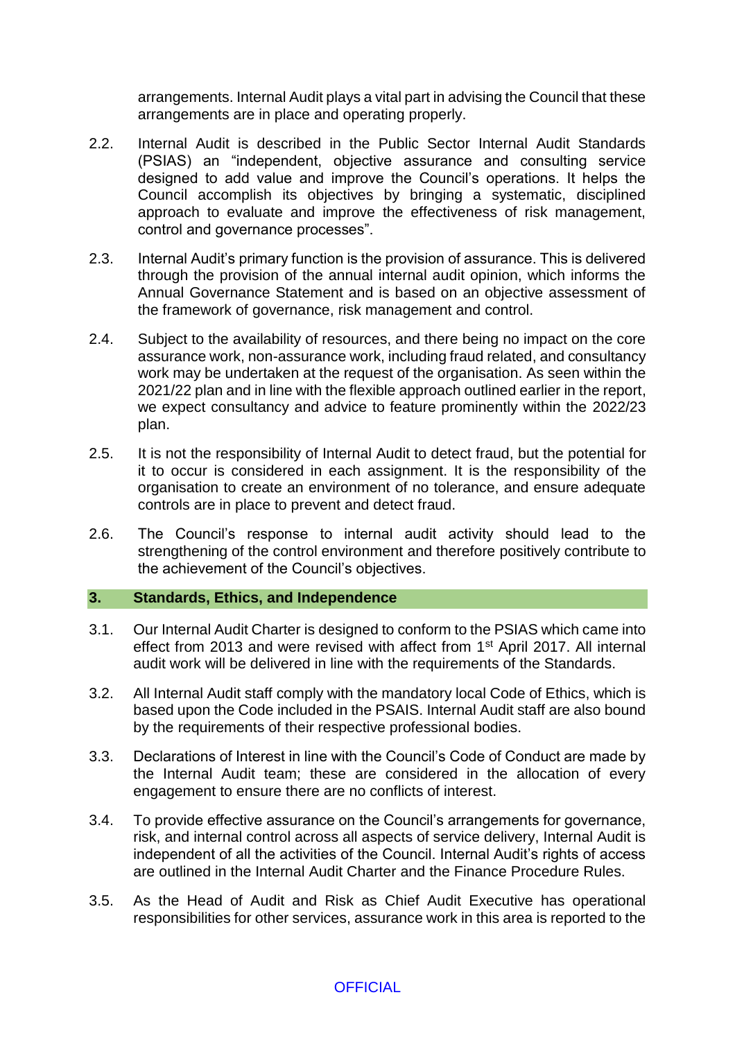arrangements. Internal Audit plays a vital part in advising the Council that these arrangements are in place and operating properly.

2.2. Internal Audit is described in the Public Sector Internal Audit Standards (PSIAS) an "independent, objective assurance and consulting service designed to add value and improve the Council's operations. It helps the Council accomplish its objectives by bringing a systematic, disciplined approach to evaluate and improve the effectiveness of risk management, control and governance processes".

2.3. Internal Audit's primary function is the provision of assurance. This is delivered through the provision of the annual internal audit opinion, which informs the Annual Governance Statement and is based on an objective assessment of the framework of governance, risk management and control.

2.4. Subject to the availability of resources, and there being no impact on the core assurance work, non-assurance work, including fraud related, and consultancy work may be undertaken at the request of the organisation. As seen within the 2021/22 plan and in line with the flexible approach outlined earlier in the report, we expect consultancy and advice to feature prominently within the 2022/23 plan.

2.5. It is not the responsibility of Internal Audit to detect fraud, but the potential for it to occur is considered in each assignment. It is the responsibility of the organisation to create an environment of no tolerance, and ensure adequate controls are in place to prevent and detect fraud.

2.6. The Council's response to internal audit activity should lead to the strengthening of the control environment and therefore positively contribute to the achievement of the Council's objectives.

## 3. Standards, Ethics, and Independence

3.1. Our Internal Audit Charter is designed to conform to the PSIAS which came into effect from 2013 and were revised with affect from 1st April 2017. All internal audit work will be delivered in line with the requirements of the Standards.

3.2. All Internal Audit staff comply with the mandatory local Code of Ethics, which is based upon the Code included in the PSAIS. Internal Audit staff are also bound by the requirements of their respective professional bodies.

3.3. Declarations of Interest in line with the Council's Code of Conduct are made by the Internal Audit team; these are considered in the allocation of every engagement to ensure there are no conflicts of interest.

3.4. To provide effective assurance on the Council's arrangements for governance, risk, and internal control across all aspects of service delivery, Internal Audit is independent of all the activities of the Council. Internal Audit's rights of access are outlined in the Internal Audit Charter and the Finance Procedure Rules.

3.5. As the Head of Audit and Risk as Chief Audit Executive has operational responsibilities for other services, assurance work in this area is reported to the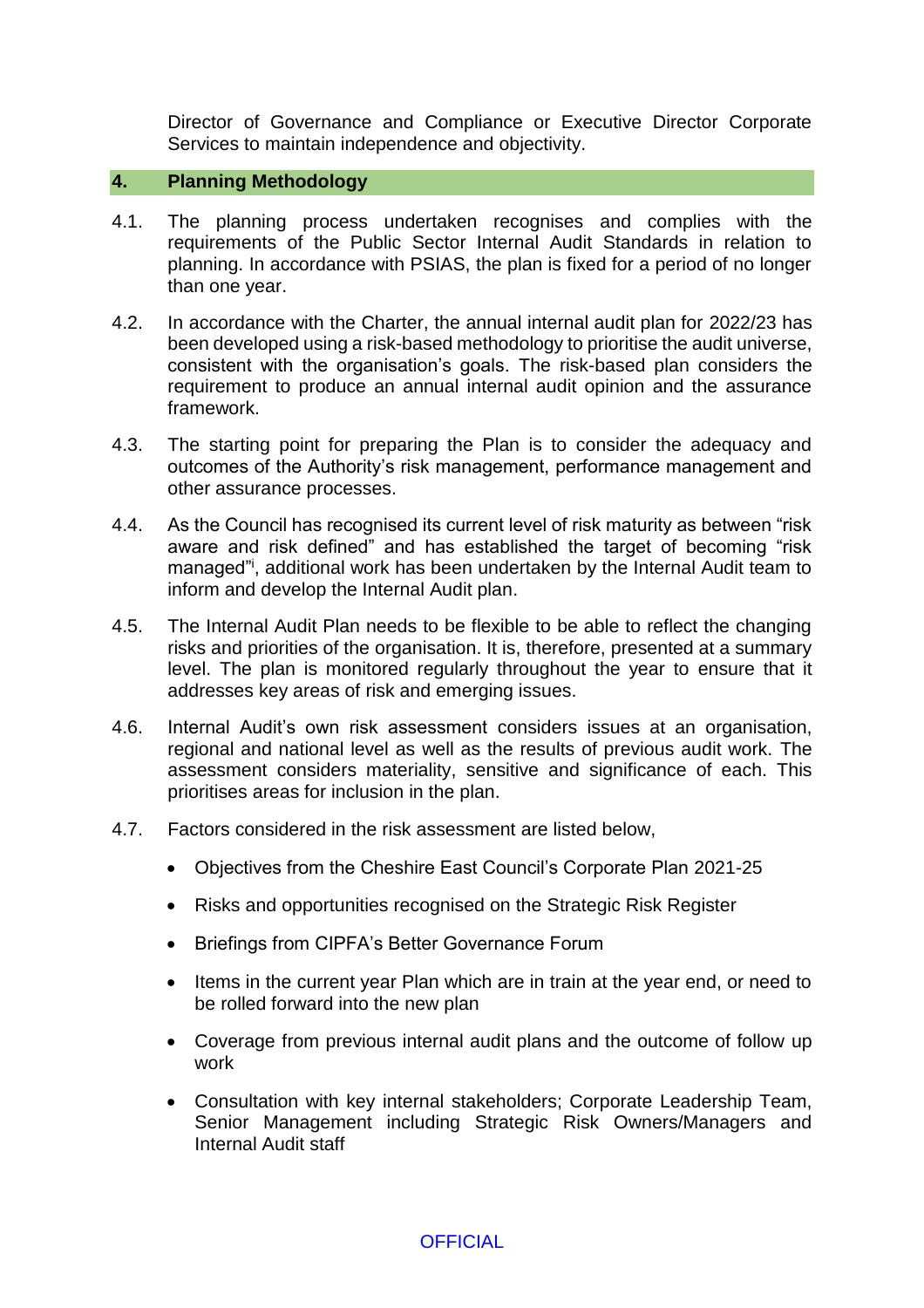Director of Governance and Compliance or Executive Director Corporate Services to maintain independence and objectivity.

## 4. Planning Methodology

4.1. The planning process undertaken recognises and complies with the requirements of the Public Sector Internal Audit Standards in relation to planning. In accordance with PSIAS, the plan is fixed for a period of no longer than one year.

4.2. In accordance with the Charter, the annual internal audit plan for 2022/23 has been developed using a risk-based methodology to prioritise the audit universe, consistent with the organisation's goals. The risk-based plan considers the requirement to produce an annual internal audit opinion and the assurance framework.

4.3. The starting point for preparing the Plan is to consider the adequacy and outcomes of the Authority's risk management, performance management and other assurance processes.

4.4. As the Council has recognised its current level of risk maturity as between "risk aware and risk defined" and has established the target of becoming "risk managed"[i], additional work has been undertaken by the Internal Audit team to inform and develop the Internal Audit plan.

4.5. The Internal Audit Plan needs to be flexible to be able to reflect the changing risks and priorities of the organisation. It is, therefore, presented at a summary level. The plan is monitored regularly throughout the year to ensure that it addresses key areas of risk and emerging issues.

4.6. Internal Audit's own risk assessment considers issues at an organisation, regional and national level as well as the results of previous audit work. The assessment considers materiality, sensitive and significance of each. This prioritises areas for inclusion in the plan.

4.7. Factors considered in the risk assessment are listed below,

- Objectives from the Cheshire East Council's Corporate Plan 2021-25
- Risks and opportunities recognised on the Strategic Risk Register
- Briefings from CIPFA's Better Governance Forum
- Items in the current year Plan which are in train at the year end, or need to be rolled forward into the new plan
- Coverage from previous internal audit plans and the outcome of follow up work
- Consultation with key internal stakeholders; Corporate Leadership Team, Senior Management including Strategic Risk Owners/Managers and Internal Audit staff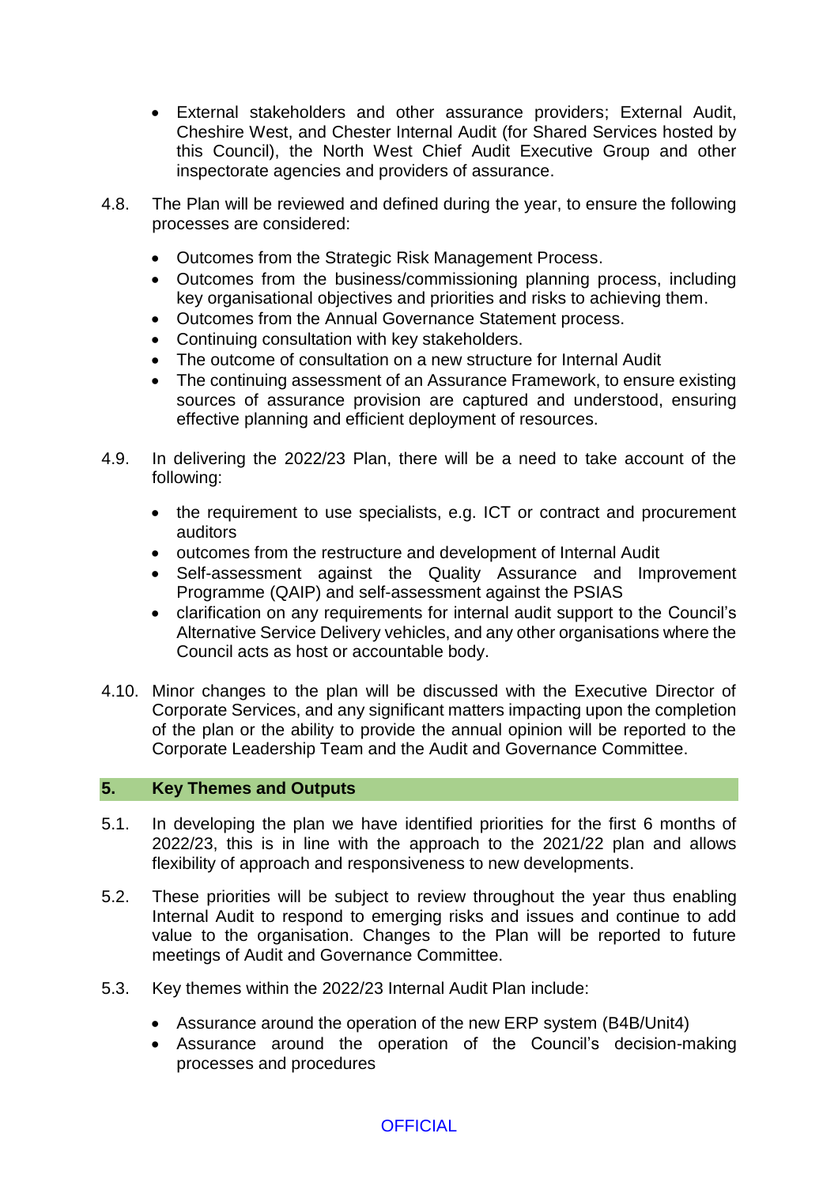- External stakeholders and other assurance providers; External Audit, Cheshire West, and Chester Internal Audit (for Shared Services hosted by this Council), the North West Chief Audit Executive Group and other inspectorate agencies and providers of assurance.

4.8. The Plan will be reviewed and defined during the year, to ensure the following processes are considered:

- Outcomes from the Strategic Risk Management Process.
- Outcomes from the business/commissioning planning process, including key organisational objectives and priorities and risks to achieving them.
- Outcomes from the Annual Governance Statement process.
- Continuing consultation with key stakeholders.
- The outcome of consultation on a new structure for Internal Audit
- The continuing assessment of an Assurance Framework, to ensure existing sources of assurance provision are captured and understood, ensuring effective planning and efficient deployment of resources.

4.9. In delivering the 2022/23 Plan, there will be a need to take account of the following:

- the requirement to use specialists, e.g. ICT or contract and procurement auditors
- outcomes from the restructure and development of Internal Audit
- Self-assessment against the Quality Assurance and Improvement Programme (QAIP) and self-assessment against the PSIAS
- clarification on any requirements for internal audit support to the Council's Alternative Service Delivery vehicles, and any other organisations where the Council acts as host or accountable body.

4.10. Minor changes to the plan will be discussed with the Executive Director of Corporate Services, and any significant matters impacting upon the completion of the plan or the ability to provide the annual opinion will be reported to the Corporate Leadership Team and the Audit and Governance Committee.

## 5. Key Themes and Outputs

5.1. In developing the plan we have identified priorities for the first 6 months of 2022/23, this is in line with the approach to the 2021/22 plan and allows flexibility of approach and responsiveness to new developments.

5.2. These priorities will be subject to review throughout the year thus enabling Internal Audit to respond to emerging risks and issues and continue to add value to the organisation. Changes to the Plan will be reported to future meetings of Audit and Governance Committee.

5.3. Key themes within the 2022/23 Internal Audit Plan include:

- Assurance around the operation of the new ERP system (B4B/Unit4)
- Assurance around the operation of the Council's decision-making processes and procedures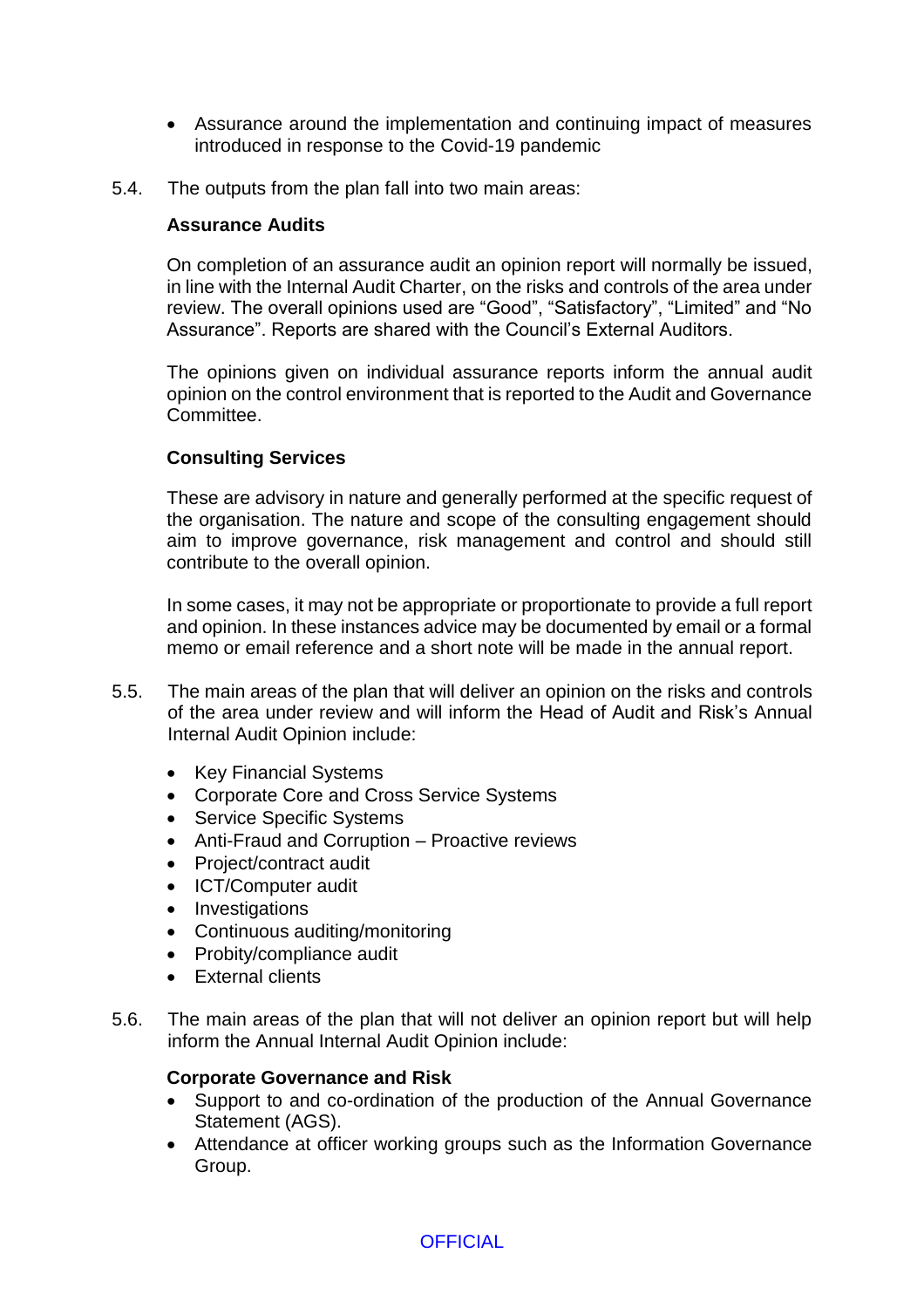- Assurance around the implementation and continuing impact of measures introduced in response to the Covid-19 pandemic

5.4. The outputs from the plan fall into two main areas:

**Assurance Audits**

On completion of an assurance audit an opinion report will normally be issued, in line with the Internal Audit Charter, on the risks and controls of the area under review. The overall opinions used are "Good", "Satisfactory", "Limited" and "No Assurance". Reports are shared with the Council's External Auditors.

The opinions given on individual assurance reports inform the annual audit opinion on the control environment that is reported to the Audit and Governance Committee.

**Consulting Services**

These are advisory in nature and generally performed at the specific request of the organisation. The nature and scope of the consulting engagement should aim to improve governance, risk management and control and should still contribute to the overall opinion.

In some cases, it may not be appropriate or proportionate to provide a full report and opinion. In these instances advice may be documented by email or a formal memo or email reference and a short note will be made in the annual report.

5.5. The main areas of the plan that will deliver an opinion on the risks and controls of the area under review and will inform the Head of Audit and Risk's Annual Internal Audit Opinion include:

- Key Financial Systems
- Corporate Core and Cross Service Systems
- Service Specific Systems
- Anti-Fraud and Corruption – Proactive reviews
- Project/contract audit
- ICT/Computer audit
- Investigations
- Continuous auditing/monitoring
- Probity/compliance audit
- External clients

5.6. The main areas of the plan that will not deliver an opinion report but will help inform the Annual Internal Audit Opinion include:

**Corporate Governance and Risk**

- Support to and co-ordination of the production of the Annual Governance Statement (AGS).
- Attendance at officer working groups such as the Information Governance Group.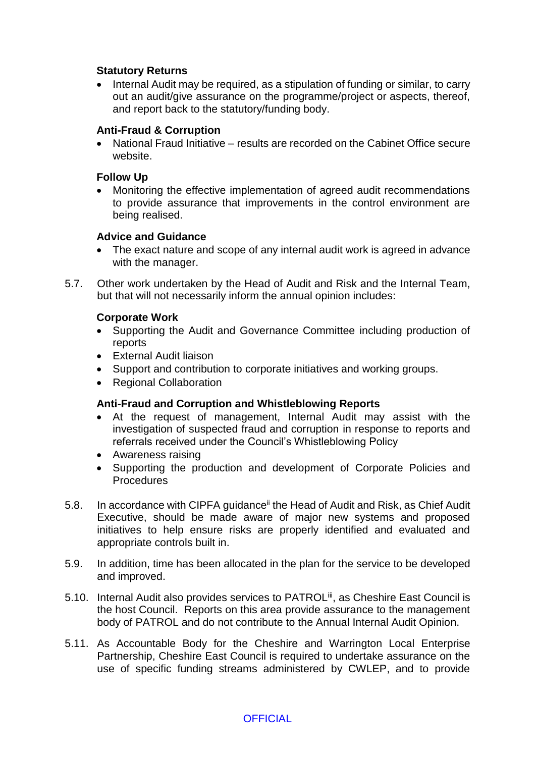**Statutory Returns**

- Internal Audit may be required, as a stipulation of funding or similar, to carry out an audit/give assurance on the programme/project or aspects, thereof, and report back to the statutory/funding body.

**Anti-Fraud & Corruption**

- National Fraud Initiative – results are recorded on the Cabinet Office secure website.

**Follow Up**

- Monitoring the effective implementation of agreed audit recommendations to provide assurance that improvements in the control environment are being realised.

**Advice and Guidance**

- The exact nature and scope of any internal audit work is agreed in advance with the manager.

5.7. Other work undertaken by the Head of Audit and Risk and the Internal Team, but that will not necessarily inform the annual opinion includes:

**Corporate Work**

- Supporting the Audit and Governance Committee including production of reports
- External Audit liaison
- Support and contribution to corporate initiatives and working groups.
- Regional Collaboration

**Anti-Fraud and Corruption and Whistleblowing Reports**

- At the request of management, Internal Audit may assist with the investigation of suspected fraud and corruption in response to reports and referrals received under the Council's Whistleblowing Policy
- Awareness raising
- Supporting the production and development of Corporate Policies and Procedures

5.8. In accordance with CIPFA guidance[ii] the Head of Audit and Risk, as Chief Audit Executive, should be made aware of major new systems and proposed initiatives to help ensure risks are properly identified and evaluated and appropriate controls built in.

5.9. In addition, time has been allocated in the plan for the service to be developed and improved.

5.10. Internal Audit also provides services to PATROL[iii], as Cheshire East Council is the host Council. Reports on this area provide assurance to the management body of PATROL and do not contribute to the Annual Internal Audit Opinion.

5.11. As Accountable Body for the Cheshire and Warrington Local Enterprise Partnership, Cheshire East Council is required to undertake assurance on the use of specific funding streams administered by CWLEP, and to provide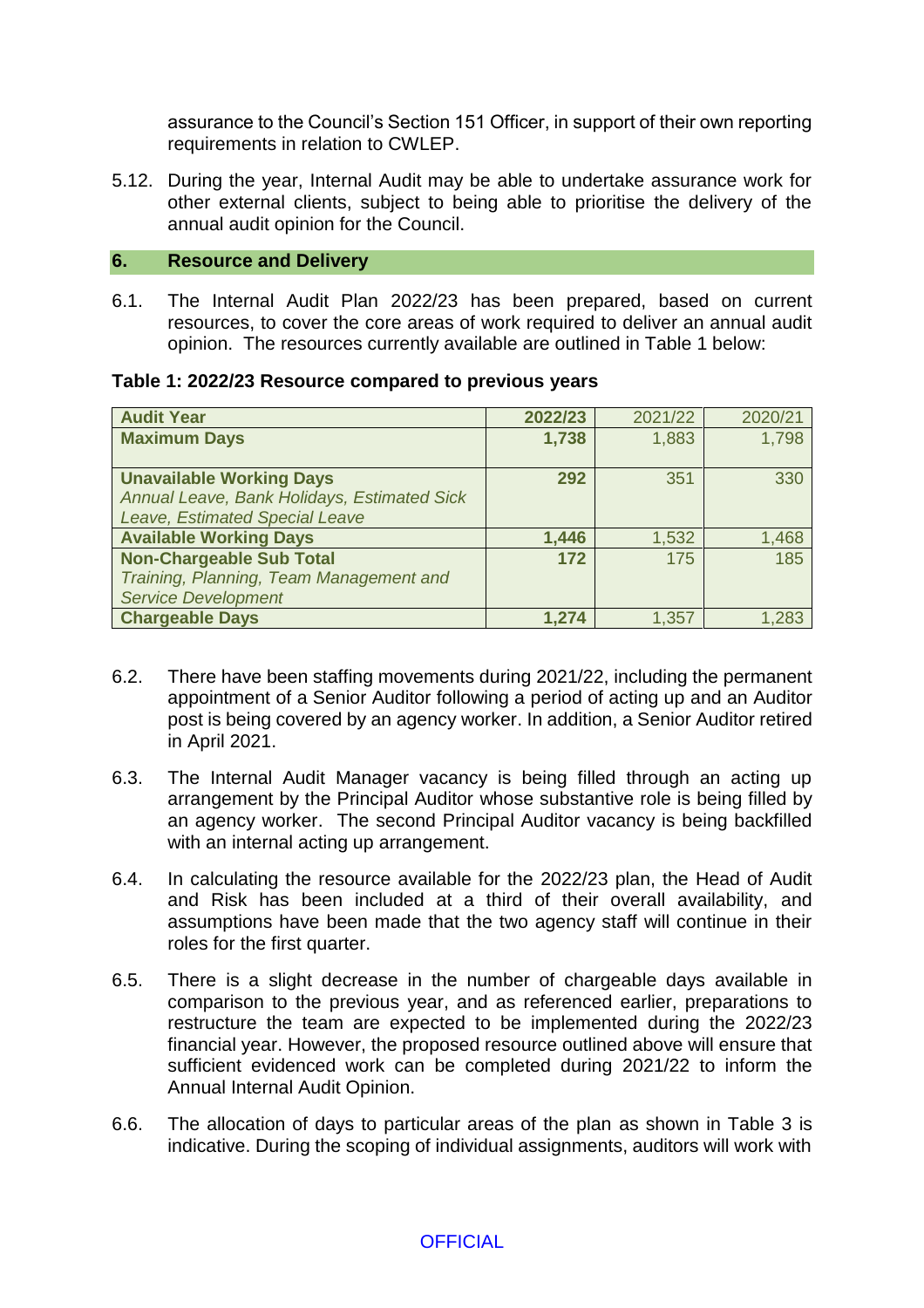assurance to the Council's Section 151 Officer, in support of their own reporting requirements in relation to CWLEP.

5.12. During the year, Internal Audit may be able to undertake assurance work for other external clients, subject to being able to prioritise the delivery of the annual audit opinion for the Council.

## 6. Resource and Delivery

6.1. The Internal Audit Plan 2022/23 has been prepared, based on current resources, to cover the core areas of work required to deliver an annual audit opinion. The resources currently available are outlined in Table 1 below:

**Table 1: 2022/23 Resource compared to previous years**

| Audit Year | 2022/23 | 2021/22 | 2020/21 |
|---|---|---|---|
| **Maximum Days** | **1,738** | 1,883 | 1,798 |
| **Unavailable Working Days** *Annual Leave, Bank Holidays, Estimated Sick Leave, Estimated Special Leave* | **292** | 351 | 330 |
| **Available Working Days** | **1,446** | 1,532 | 1,468 |
| **Non-Chargeable Sub Total** *Training, Planning, Team Management and Service Development* | **172** | 175 | 185 |
| **Chargeable Days** | **1,274** | 1,357 | 1,283 |

6.2. There have been staffing movements during 2021/22, including the permanent appointment of a Senior Auditor following a period of acting up and an Auditor post is being covered by an agency worker. In addition, a Senior Auditor retired in April 2021.

6.3. The Internal Audit Manager vacancy is being filled through an acting up arrangement by the Principal Auditor whose substantive role is being filled by an agency worker. The second Principal Auditor vacancy is being backfilled with an internal acting up arrangement.

6.4. In calculating the resource available for the 2022/23 plan, the Head of Audit and Risk has been included at a third of their overall availability, and assumptions have been made that the two agency staff will continue in their roles for the first quarter.

6.5. There is a slight decrease in the number of chargeable days available in comparison to the previous year, and as referenced earlier, preparations to restructure the team are expected to be implemented during the 2022/23 financial year. However, the proposed resource outlined above will ensure that sufficient evidenced work can be completed during 2021/22 to inform the Annual Internal Audit Opinion.

6.6. The allocation of days to particular areas of the plan as shown in Table 3 is indicative. During the scoping of individual assignments, auditors will work with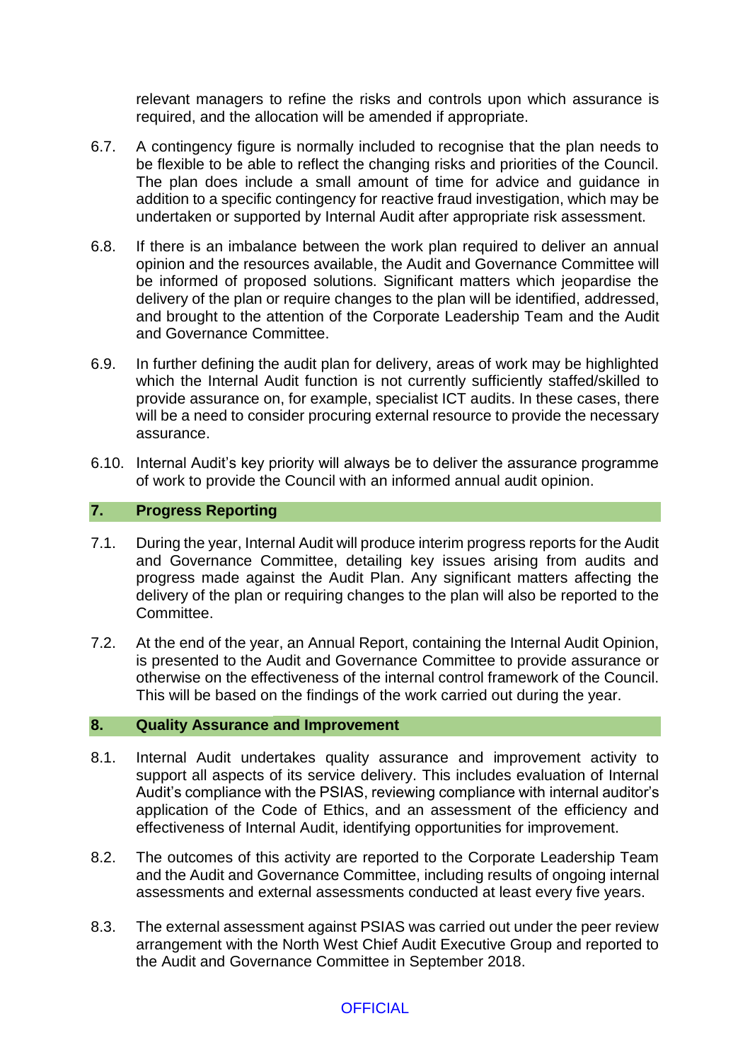relevant managers to refine the risks and controls upon which assurance is required, and the allocation will be amended if appropriate.

6.7. A contingency figure is normally included to recognise that the plan needs to be flexible to be able to reflect the changing risks and priorities of the Council. The plan does include a small amount of time for advice and guidance in addition to a specific contingency for reactive fraud investigation, which may be undertaken or supported by Internal Audit after appropriate risk assessment.

6.8. If there is an imbalance between the work plan required to deliver an annual opinion and the resources available, the Audit and Governance Committee will be informed of proposed solutions. Significant matters which jeopardise the delivery of the plan or require changes to the plan will be identified, addressed, and brought to the attention of the Corporate Leadership Team and the Audit and Governance Committee.

6.9. In further defining the audit plan for delivery, areas of work may be highlighted which the Internal Audit function is not currently sufficiently staffed/skilled to provide assurance on, for example, specialist ICT audits. In these cases, there will be a need to consider procuring external resource to provide the necessary assurance.

6.10. Internal Audit's key priority will always be to deliver the assurance programme of work to provide the Council with an informed annual audit opinion.

## 7. Progress Reporting

7.1. During the year, Internal Audit will produce interim progress reports for the Audit and Governance Committee, detailing key issues arising from audits and progress made against the Audit Plan. Any significant matters affecting the delivery of the plan or requiring changes to the plan will also be reported to the Committee.

7.2. At the end of the year, an Annual Report, containing the Internal Audit Opinion, is presented to the Audit and Governance Committee to provide assurance or otherwise on the effectiveness of the internal control framework of the Council. This will be based on the findings of the work carried out during the year.

## 8. Quality Assurance and Improvement

8.1. Internal Audit undertakes quality assurance and improvement activity to support all aspects of its service delivery. This includes evaluation of Internal Audit's compliance with the PSIAS, reviewing compliance with internal auditor's application of the Code of Ethics, and an assessment of the efficiency and effectiveness of Internal Audit, identifying opportunities for improvement.

8.2. The outcomes of this activity are reported to the Corporate Leadership Team and the Audit and Governance Committee, including results of ongoing internal assessments and external assessments conducted at least every five years.

8.3. The external assessment against PSIAS was carried out under the peer review arrangement with the North West Chief Audit Executive Group and reported to the Audit and Governance Committee in September 2018.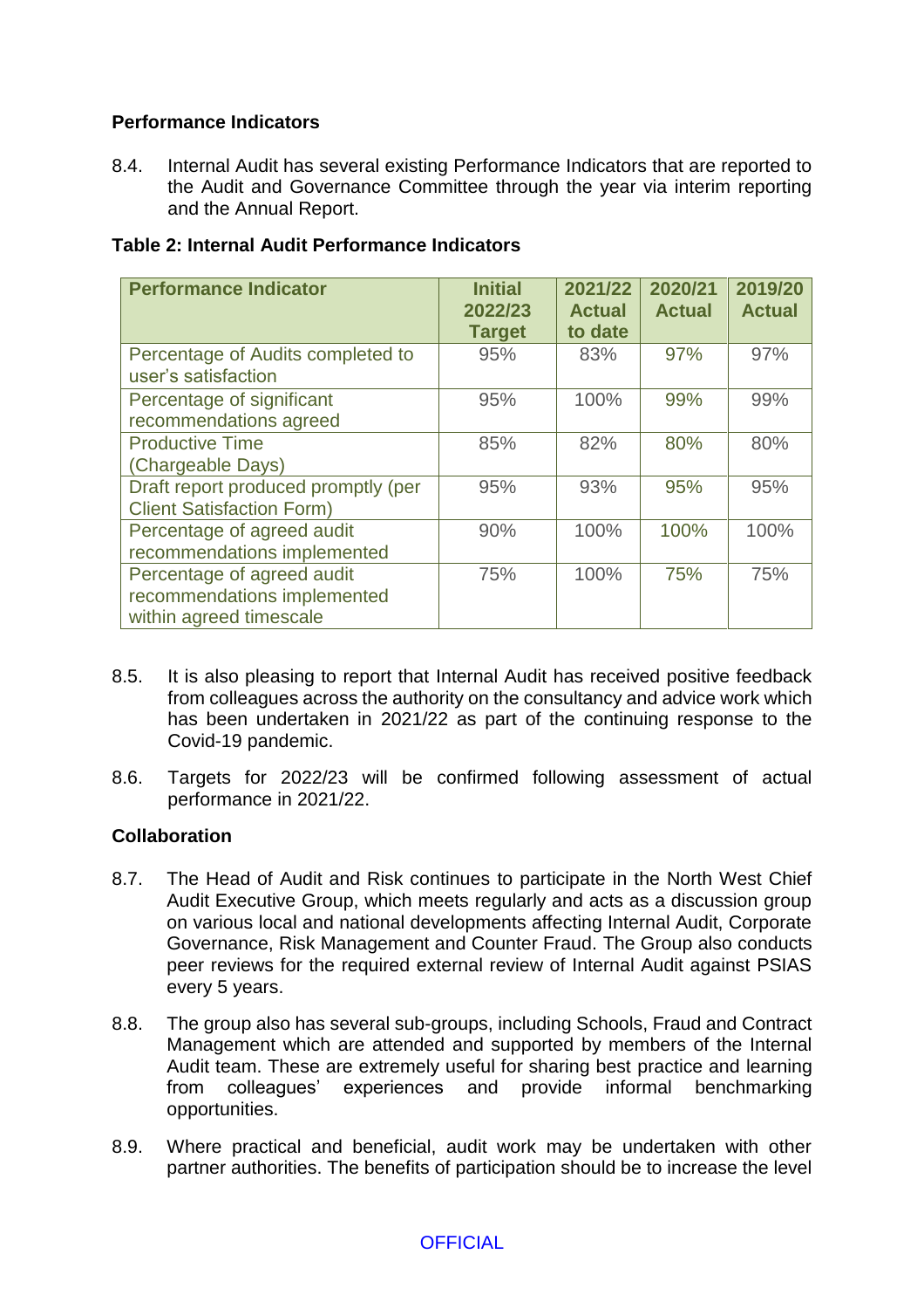**Performance Indicators**

8.4. Internal Audit has several existing Performance Indicators that are reported to the Audit and Governance Committee through the year via interim reporting and the Annual Report.

**Table 2: Internal Audit Performance Indicators**

| Performance Indicator | Initial 2022/23 Target | 2021/22 Actual to date | 2020/21 Actual | 2019/20 Actual |
|---|---|---|---|---|
| Percentage of Audits completed to user's satisfaction | 95% | 83% | 97% | 97% |
| Percentage of significant recommendations agreed | 95% | 100% | 99% | 99% |
| Productive Time (Chargeable Days) | 85% | 82% | 80% | 80% |
| Draft report produced promptly (per Client Satisfaction Form) | 95% | 93% | 95% | 95% |
| Percentage of agreed audit recommendations implemented | 90% | 100% | 100% | 100% |
| Percentage of agreed audit recommendations implemented within agreed timescale | 75% | 100% | 75% | 75% |

8.5. It is also pleasing to report that Internal Audit has received positive feedback from colleagues across the authority on the consultancy and advice work which has been undertaken in 2021/22 as part of the continuing response to the Covid-19 pandemic.

8.6. Targets for 2022/23 will be confirmed following assessment of actual performance in 2021/22.

**Collaboration**

8.7. The Head of Audit and Risk continues to participate in the North West Chief Audit Executive Group, which meets regularly and acts as a discussion group on various local and national developments affecting Internal Audit, Corporate Governance, Risk Management and Counter Fraud. The Group also conducts peer reviews for the required external review of Internal Audit against PSIAS every 5 years.

8.8. The group also has several sub-groups, including Schools, Fraud and Contract Management which are attended and supported by members of the Internal Audit team. These are extremely useful for sharing best practice and learning from colleagues' experiences and provide informal benchmarking opportunities.

8.9. Where practical and beneficial, audit work may be undertaken with other partner authorities. The benefits of participation should be to increase the level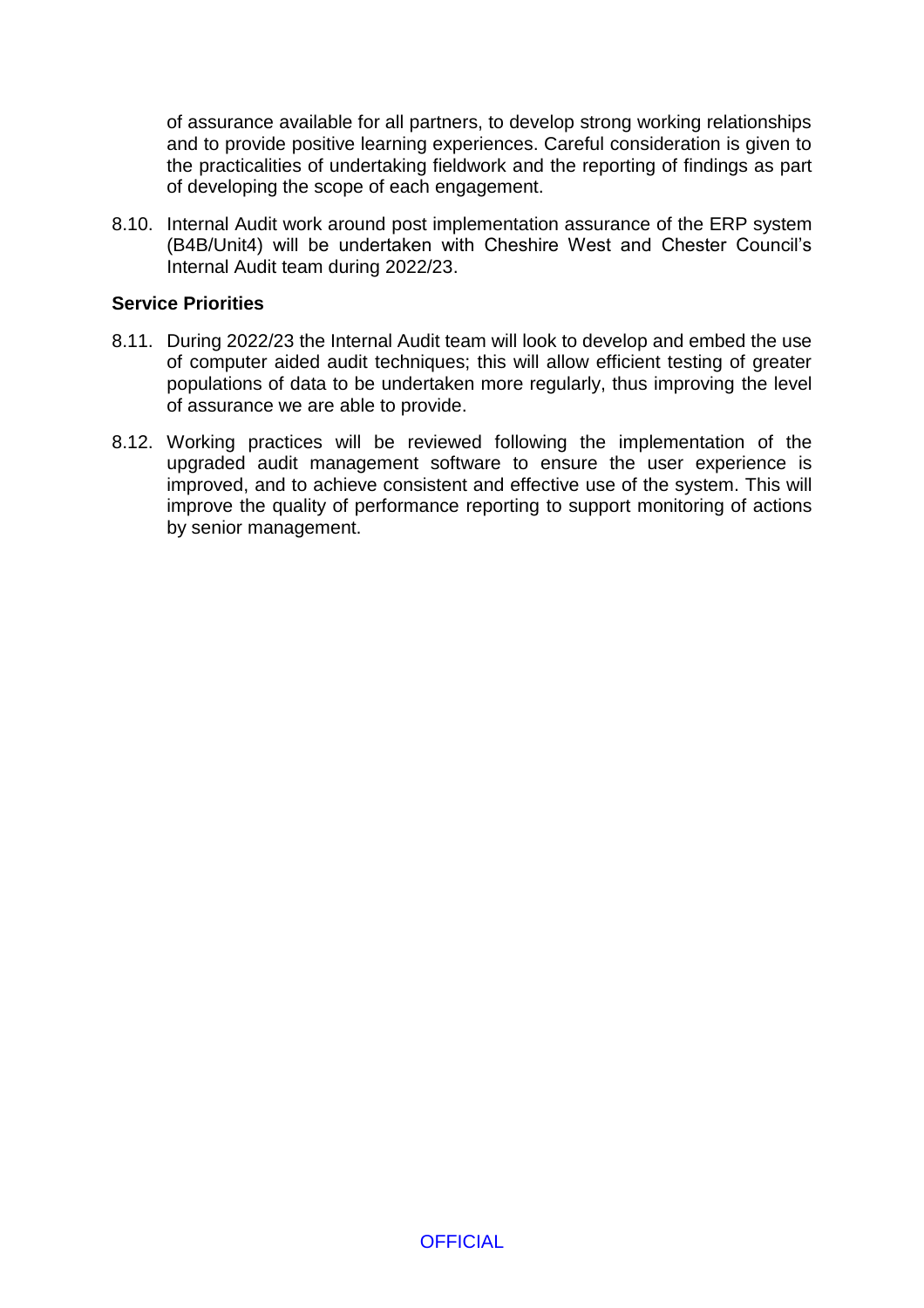of assurance available for all partners, to develop strong working relationships and to provide positive learning experiences. Careful consideration is given to the practicalities of undertaking fieldwork and the reporting of findings as part of developing the scope of each engagement.

8.10. Internal Audit work around post implementation assurance of the ERP system (B4B/Unit4) will be undertaken with Cheshire West and Chester Council's Internal Audit team during 2022/23.

**Service Priorities**

8.11. During 2022/23 the Internal Audit team will look to develop and embed the use of computer aided audit techniques; this will allow efficient testing of greater populations of data to be undertaken more regularly, thus improving the level of assurance we are able to provide.

8.12. Working practices will be reviewed following the implementation of the upgraded audit management software to ensure the user experience is improved, and to achieve consistent and effective use of the system. This will improve the quality of performance reporting to support monitoring of actions by senior management.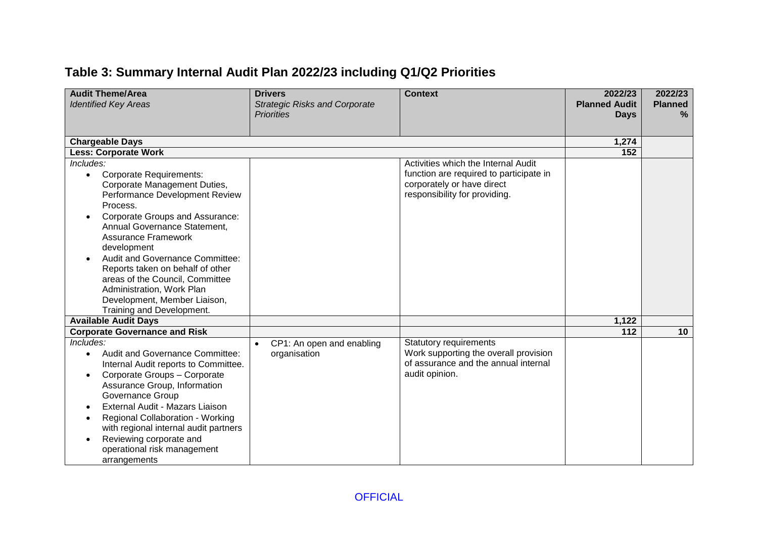## Table 3: Summary Internal Audit Plan 2022/23 including Q1/Q2 Priorities

| **Audit Theme/Area**<br>*Identified Key Areas* | **Drivers**<br>*Strategic Risks and Corporate Priorities* | **Context** | **2022/23 Planned Audit Days** | **2022/23 Planned %** |
|---|---|---|---|---|
| **Chargeable Days** | | | **1,274** | |
| **Less: Corporate Work** | | | **152** | |
| *Includes:*<br>• Corporate Requirements: Corporate Management Duties, Performance Development Review Process.<br>• Corporate Groups and Assurance: Annual Governance Statement, Assurance Framework development<br>• Audit and Governance Committee: Reports taken on behalf of other areas of the Council, Committee Administration, Work Plan Development, Member Liaison, Training and Development. | | Activities which the Internal Audit function are required to participate in corporately or have direct responsibility for providing. | | |
| **Available Audit Days** | | | **1,122** | |
| **Corporate Governance and Risk** | | | **112** | **10** |
| *Includes:*<br>• Audit and Governance Committee: Internal Audit reports to Committee.<br>• Corporate Groups – Corporate Assurance Group, Information Governance Group<br>• External Audit - Mazars Liaison<br>• Regional Collaboration - Working with regional internal audit partners<br>• Reviewing corporate and operational risk management arrangements | • CP1: An open and enabling organisation | Statutory requirements<br>Work supporting the overall provision of assurance and the annual internal audit opinion. | | |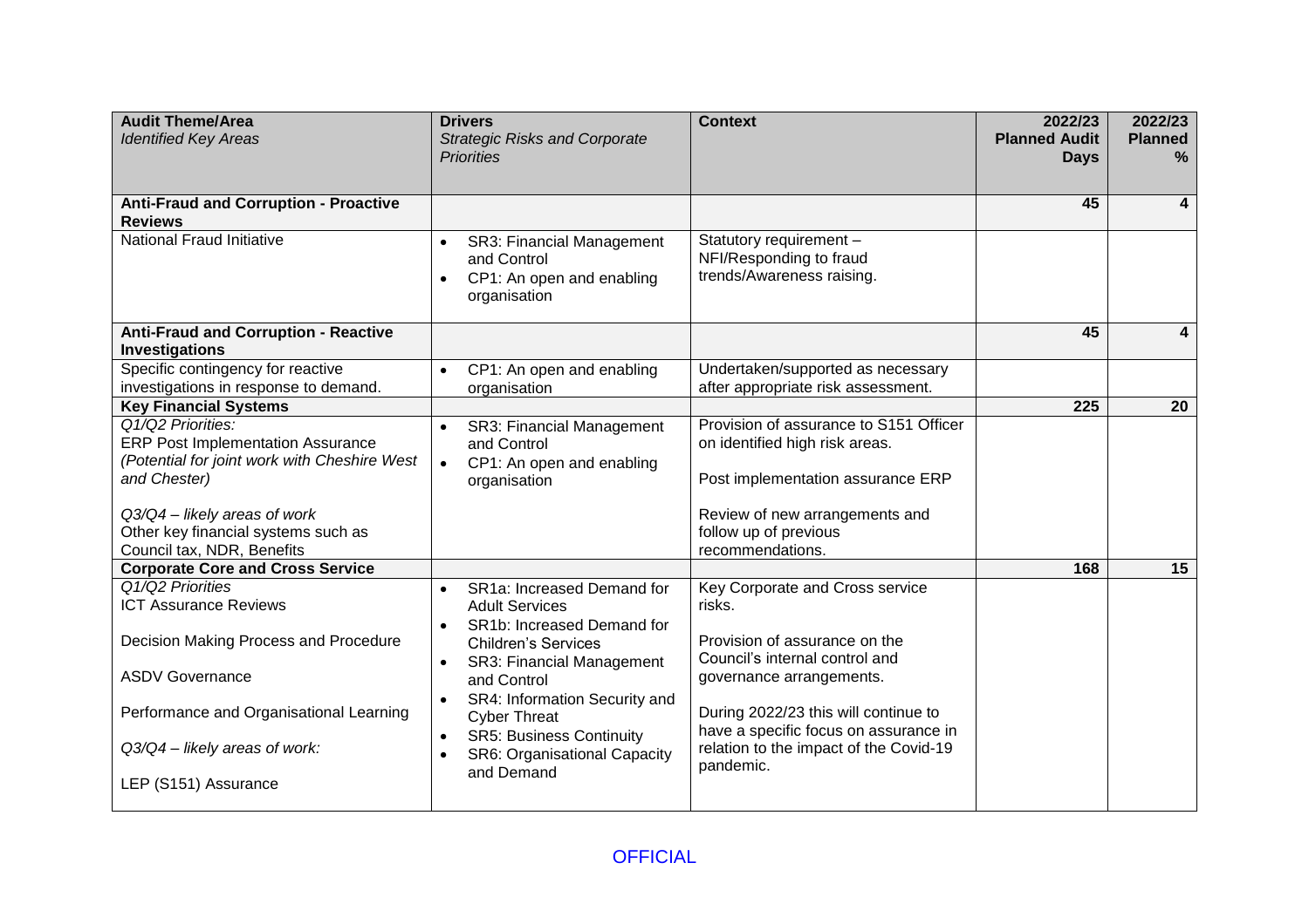| **Audit Theme/Area**<br>*Identified Key Areas* | **Drivers**<br>*Strategic Risks and Corporate Priorities* | **Context** | **2022/23 Planned Audit Days** | **2022/23 Planned %** |
|---|---|---|---|---|
| **Anti-Fraud and Corruption - Proactive Reviews** | | | **45** | **4** |
| National Fraud Initiative | • SR3: Financial Management and Control<br>• CP1: An open and enabling organisation | Statutory requirement – NFI/Responding to fraud trends/Awareness raising. | | |
| **Anti-Fraud and Corruption - Reactive Investigations** | | | **45** | **4** |
| Specific contingency for reactive investigations in response to demand. | • CP1: An open and enabling organisation | Undertaken/supported as necessary after appropriate risk assessment. | | |
| **Key Financial Systems** | | | **225** | **20** |
| *Q1/Q2 Priorities:*<br>ERP Post Implementation Assurance<br>*(Potential for joint work with Cheshire West and Chester)*<br><br>*Q3/Q4 – likely areas of work*<br>Other key financial systems such as Council tax, NDR, Benefits | • SR3: Financial Management and Control<br>• CP1: An open and enabling organisation | Provision of assurance to S151 Officer on identified high risk areas.<br><br>Post implementation assurance ERP<br><br>Review of new arrangements and follow up of previous recommendations. | | |
| **Corporate Core and Cross Service** | | | **168** | **15** |
| *Q1/Q2 Priorities*<br>ICT Assurance Reviews<br><br>Decision Making Process and Procedure<br><br>ASDV Governance<br><br>Performance and Organisational Learning<br><br>*Q3/Q4 – likely areas of work:*<br><br>LEP (S151) Assurance | • SR1a: Increased Demand for Adult Services<br>• SR1b: Increased Demand for Children's Services<br>• SR3: Financial Management and Control<br>• SR4: Information Security and Cyber Threat<br>• SR5: Business Continuity<br>• SR6: Organisational Capacity and Demand | Key Corporate and Cross service risks.<br><br>Provision of assurance on the Council's internal control and governance arrangements.<br><br>During 2022/23 this will continue to have a specific focus on assurance in relation to the impact of the Covid-19 pandemic. | | |

OFFICIAL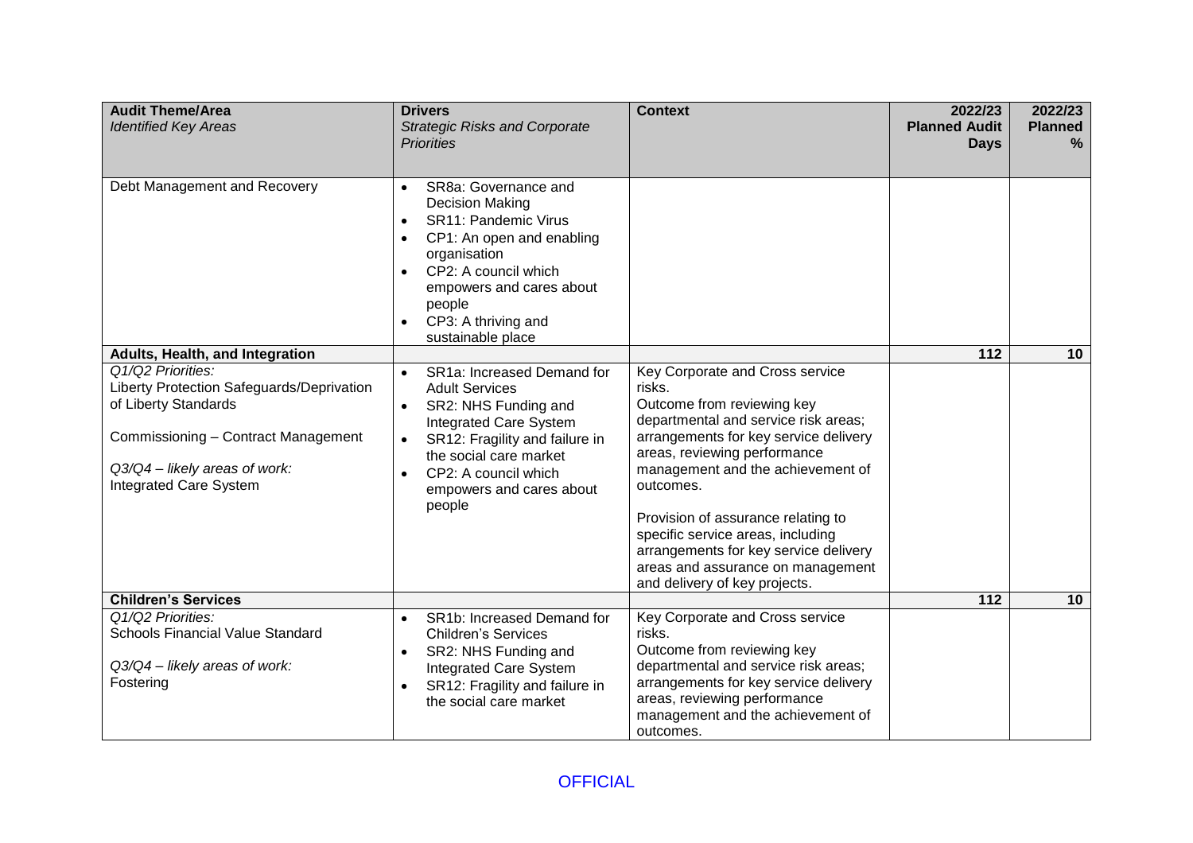| **Audit Theme/Area**<br>*Identified Key Areas* | **Drivers**<br>*Strategic Risks and Corporate Priorities* | **Context** | **2022/23 Planned Audit Days** | **2022/23 Planned %** |
|---|---|---|---|---|
| Debt Management and Recovery | • SR8a: Governance and Decision Making<br>• SR11: Pandemic Virus<br>• CP1: An open and enabling organisation<br>• CP2: A council which empowers and cares about people<br>• CP3: A thriving and sustainable place | | | |
| **Adults, Health, and Integration** | | | **112** | **10** |
| *Q1/Q2 Priorities:*<br>Liberty Protection Safeguards/Deprivation of Liberty Standards<br><br>Commissioning – Contract Management<br><br>*Q3/Q4 – likely areas of work:*<br>Integrated Care System | • SR1a: Increased Demand for Adult Services<br>• SR2: NHS Funding and Integrated Care System<br>• SR12: Fragility and failure in the social care market<br>• CP2: A council which empowers and cares about people | Key Corporate and Cross service risks.<br>Outcome from reviewing key departmental and service risk areas; arrangements for key service delivery areas, reviewing performance management and the achievement of outcomes.<br><br>Provision of assurance relating to specific service areas, including arrangements for key service delivery areas and assurance on management and delivery of key projects. | | |
| **Children's Services** | | | **112** | **10** |
| *Q1/Q2 Priorities:*<br>Schools Financial Value Standard<br><br>*Q3/Q4 – likely areas of work:*<br>Fostering | • SR1b: Increased Demand for Children's Services<br>• SR2: NHS Funding and Integrated Care System<br>• SR12: Fragility and failure in the social care market | Key Corporate and Cross service risks.<br>Outcome from reviewing key departmental and service risk areas; arrangements for key service delivery areas, reviewing performance management and the achievement of outcomes. | | |

OFFICIAL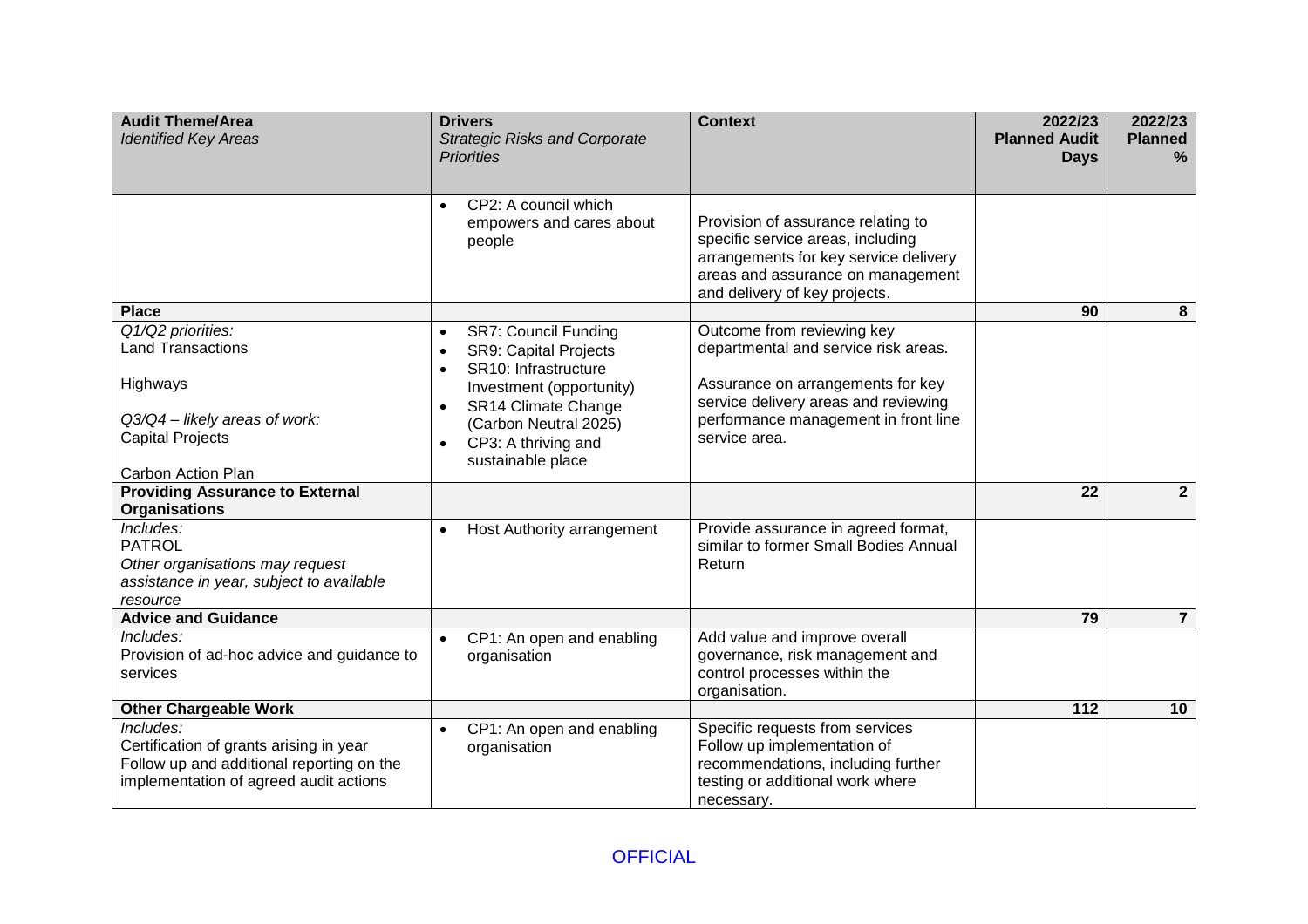| **Audit Theme/Area**<br>*Identified Key Areas* | **Drivers**<br>*Strategic Risks and Corporate Priorities* | **Context** | **2022/23 Planned Audit Days** | **2022/23 Planned %** |
|---|---|---|---|---|
| | • CP2: A council which empowers and cares about people | Provision of assurance relating to specific service areas, including arrangements for key service delivery areas and assurance on management and delivery of key projects. | | |
| **Place** | | | **90** | **8** |
| *Q1/Q2 priorities:*<br>Land Transactions<br><br>Highways<br><br>*Q3/Q4 – likely areas of work:*<br>Capital Projects<br><br>Carbon Action Plan | • SR7: Council Funding<br>• SR9: Capital Projects<br>• SR10: Infrastructure Investment (opportunity)<br>• SR14 Climate Change (Carbon Neutral 2025)<br>• CP3: A thriving and sustainable place | Outcome from reviewing key departmental and service risk areas.<br><br>Assurance on arrangements for key service delivery areas and reviewing performance management in front line service area. | | |
| **Providing Assurance to External Organisations** | | | **22** | **2** |
| *Includes:*<br>PATROL<br>*Other organisations may request assistance in year, subject to available resource* | • Host Authority arrangement | Provide assurance in agreed format, similar to former Small Bodies Annual Return | | |
| **Advice and Guidance** | | | **79** | **7** |
| *Includes:*<br>Provision of ad-hoc advice and guidance to services | • CP1: An open and enabling organisation | Add value and improve overall governance, risk management and control processes within the organisation. | | |
| **Other Chargeable Work** | | | **112** | **10** |
| *Includes:*<br>Certification of grants arising in year<br>Follow up and additional reporting on the implementation of agreed audit actions | • CP1: An open and enabling organisation | Specific requests from services<br>Follow up implementation of recommendations, including further testing or additional work where necessary. | | |

OFFICIAL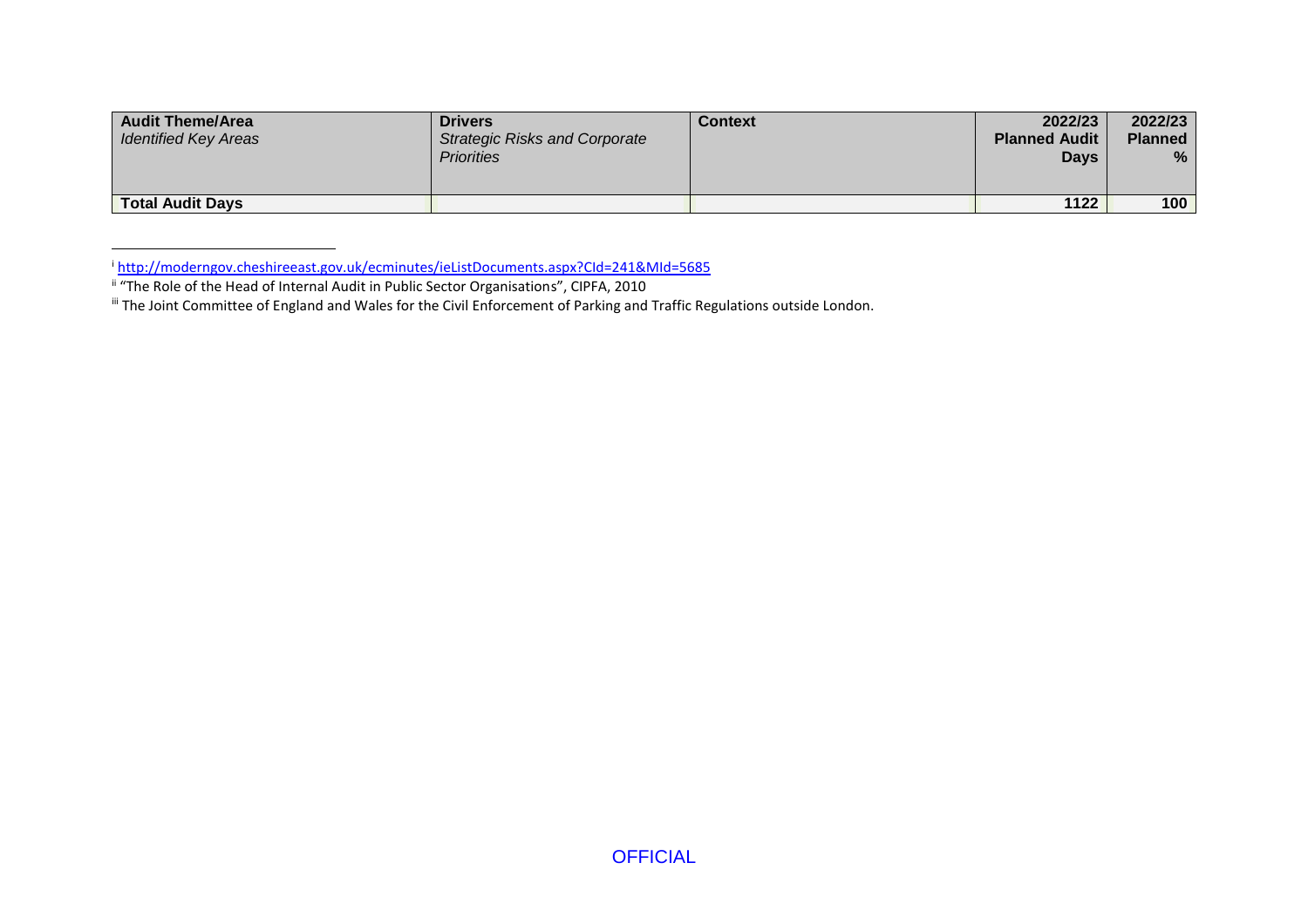| **Audit Theme/Area** *Identified Key Areas* | **Drivers** *Strategic Risks and Corporate Priorities* | **Context** | **2022/23 Planned Audit Days** | **2022/23 Planned %** |
|---|---|---|---|---|
| **Total Audit Days** | | | **1122** | **100** |

[i] http://moderngov.cheshireeast.gov.uk/ecminutes/ieListDocuments.aspx?CId=241&MId=5685

[ii] "The Role of the Head of Internal Audit in Public Sector Organisations", CIPFA, 2010

[iii] The Joint Committee of England and Wales for the Civil Enforcement of Parking and Traffic Regulations outside London.

OFFICIAL